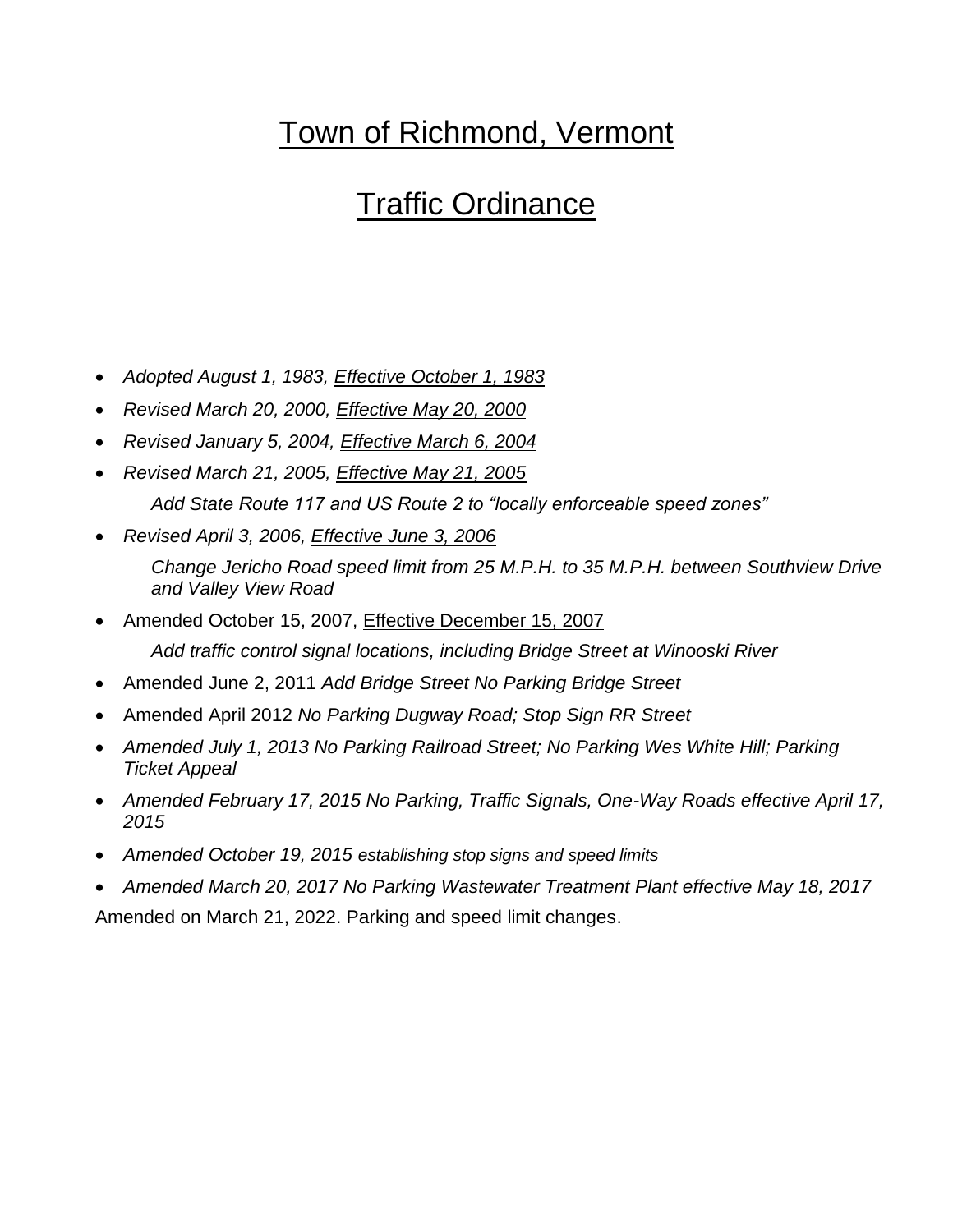# Town of Richmond, Vermont

# Traffic Ordinance

- *Adopted August 1, 1983, Effective October 1, 1983*
- *Revised March 20, 2000, Effective May 20, 2000*
- *Revised January 5, 2004, Effective March 6, 2004*
- *Revised March 21, 2005, Effective May 21, 2005*

  *Add State Route 117 and US Route 2 to "locally enforceable speed zones"*
- *Revised April 3, 2006, Effective June 3, 2006*

  *Change Jericho Road speed limit from 25 M.P.H. to 35 M.P.H. between Southview Drive and Valley View Road*
- Amended October 15, 2007, Effective December 15, 2007

  *Add traffic control signal locations, including Bridge Street at Winooski River*
- Amended June 2, 2011 *Add Bridge Street No Parking Bridge Street*
- Amended April 2012 *No Parking Dugway Road; Stop Sign RR Street*
- *Amended July 1, 2013 No Parking Railroad Street; No Parking Wes White Hill; Parking Ticket Appeal*
- *Amended February 17, 2015 No Parking, Traffic Signals, One-Way Roads effective April 17, 2015*
- *Amended October 19, 2015 establishing stop signs and speed limits*
- *Amended March 20, 2017 No Parking Wastewater Treatment Plant effective May 18, 2017*

Amended on March 21, 2022. Parking and speed limit changes.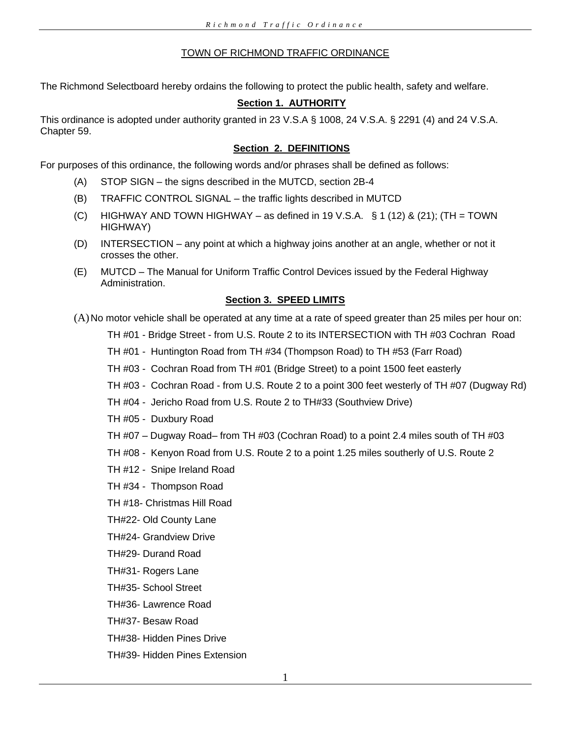# TOWN OF RICHMOND TRAFFIC ORDINANCE

The Richmond Selectboard hereby ordains the following to protect the public health, safety and welfare.

## Section 1. AUTHORITY

This ordinance is adopted under authority granted in 23 V.S.A § 1008, 24 V.S.A. § 2291 (4) and 24 V.S.A. Chapter 59.

## Section 2. DEFINITIONS

For purposes of this ordinance, the following words and/or phrases shall be defined as follows:

(A) STOP SIGN – the signs described in the MUTCD, section 2B-4

(B) TRAFFIC CONTROL SIGNAL – the traffic lights described in MUTCD

(C) HIGHWAY AND TOWN HIGHWAY – as defined in 19 V.S.A. § 1 (12) & (21); (TH = TOWN HIGHWAY)

(D) INTERSECTION – any point at which a highway joins another at an angle, whether or not it crosses the other.

(E) MUTCD – The Manual for Uniform Traffic Control Devices issued by the Federal Highway Administration.

## Section 3. SPEED LIMITS

(A) No motor vehicle shall be operated at any time at a rate of speed greater than 25 miles per hour on:

TH #01 - Bridge Street - from U.S. Route 2 to its INTERSECTION with TH #03 Cochran Road

TH #01 - Huntington Road from TH #34 (Thompson Road) to TH #53 (Farr Road)

TH #03 - Cochran Road from TH #01 (Bridge Street) to a point 1500 feet easterly

TH #03 - Cochran Road - from U.S. Route 2 to a point 300 feet westerly of TH #07 (Dugway Rd)

TH #04 - Jericho Road from U.S. Route 2 to TH#33 (Southview Drive)

TH #05 - Duxbury Road

TH #07 – Dugway Road– from TH #03 (Cochran Road) to a point 2.4 miles south of TH #03

TH #08 - Kenyon Road from U.S. Route 2 to a point 1.25 miles southerly of U.S. Route 2

TH #12 - Snipe Ireland Road

TH #34 - Thompson Road

TH #18- Christmas Hill Road

TH#22- Old County Lane

TH#24- Grandview Drive

TH#29- Durand Road

TH#31- Rogers Lane

TH#35- School Street

TH#36- Lawrence Road

TH#37- Besaw Road

TH#38- Hidden Pines Drive

TH#39- Hidden Pines Extension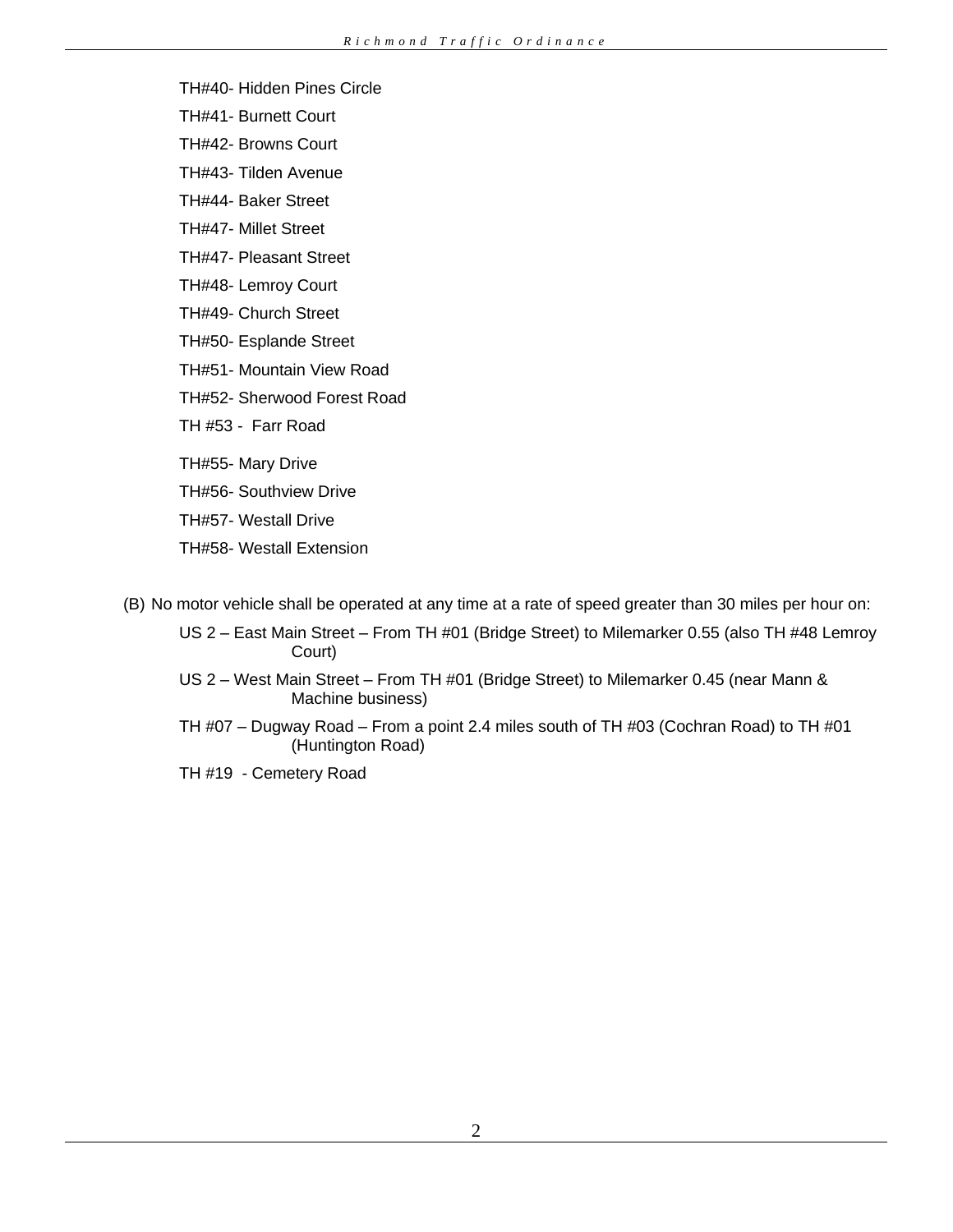TH#40- Hidden Pines Circle

TH#41- Burnett Court

TH#42- Browns Court

TH#43- Tilden Avenue

TH#44- Baker Street

TH#47- Millet Street

TH#47- Pleasant Street

TH#48- Lemroy Court

TH#49- Church Street

TH#50- Esplande Street

TH#51- Mountain View Road

TH#52- Sherwood Forest Road

TH #53 - Farr Road

TH#55- Mary Drive

TH#56- Southview Drive

TH#57- Westall Drive

TH#58- Westall Extension

(B) No motor vehicle shall be operated at any time at a rate of speed greater than 30 miles per hour on:

US 2 – East Main Street – From TH #01 (Bridge Street) to Milemarker 0.55 (also TH #48 Lemroy Court)

US 2 – West Main Street – From TH #01 (Bridge Street) to Milemarker 0.45 (near Mann & Machine business)

TH #07 – Dugway Road – From a point 2.4 miles south of TH #03 (Cochran Road) to TH #01 (Huntington Road)

TH #19 - Cemetery Road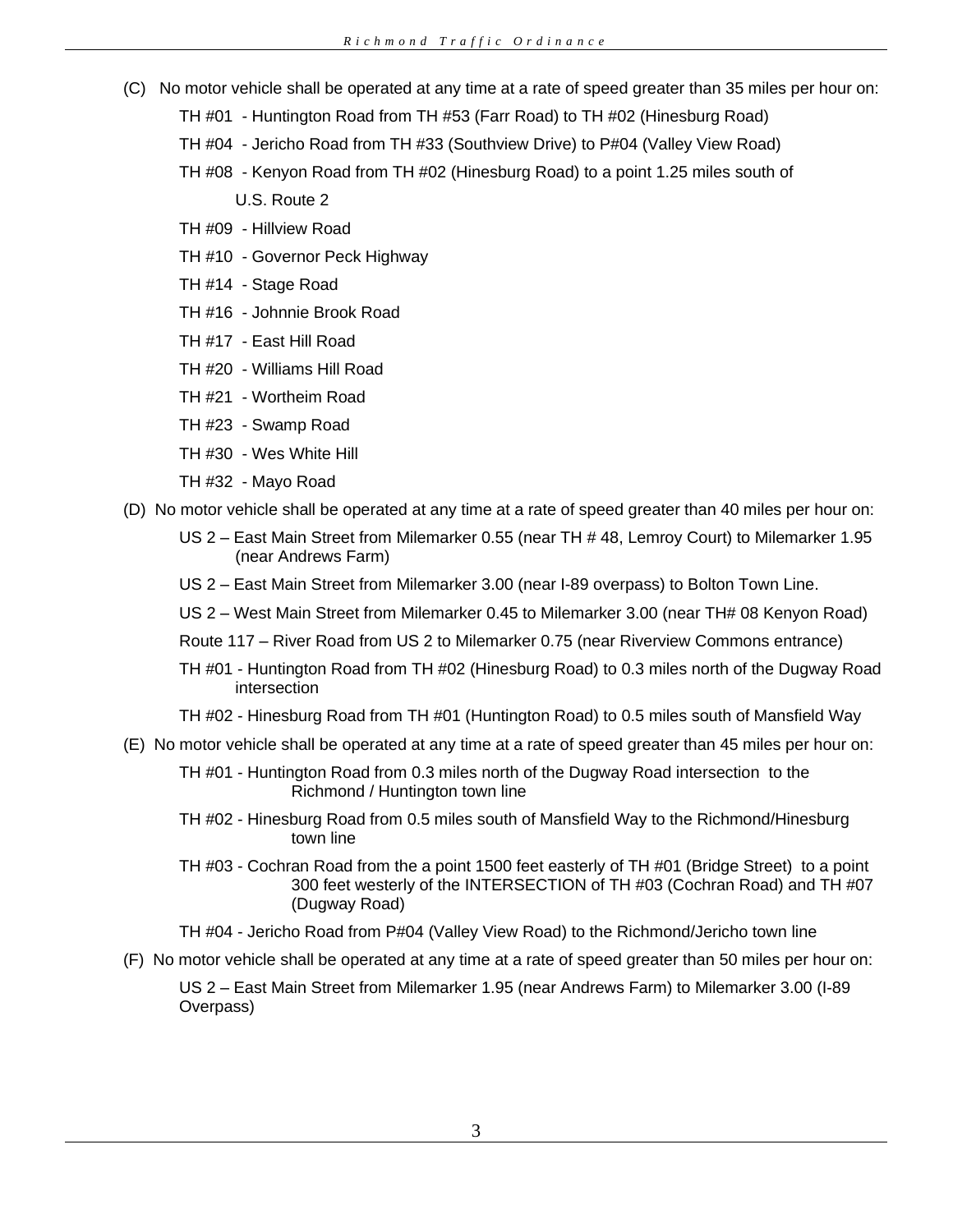(C) No motor vehicle shall be operated at any time at a rate of speed greater than 35 miles per hour on:

TH #01 - Huntington Road from TH #53 (Farr Road) to TH #02 (Hinesburg Road)

TH #04 - Jericho Road from TH #33 (Southview Drive) to P#04 (Valley View Road)

TH #08 - Kenyon Road from TH #02 (Hinesburg Road) to a point 1.25 miles south of U.S. Route 2

TH #09 - Hillview Road

TH #10 - Governor Peck Highway

TH #14 - Stage Road

TH #16 - Johnnie Brook Road

TH #17 - East Hill Road

TH #20 - Williams Hill Road

TH #21 - Wortheim Road

TH #23 - Swamp Road

TH #30 - Wes White Hill

TH #32 - Mayo Road

(D) No motor vehicle shall be operated at any time at a rate of speed greater than 40 miles per hour on:

US 2 – East Main Street from Milemarker 0.55 (near TH # 48, Lemroy Court) to Milemarker 1.95 (near Andrews Farm)

US 2 – East Main Street from Milemarker 3.00 (near I-89 overpass) to Bolton Town Line.

US 2 – West Main Street from Milemarker 0.45 to Milemarker 3.00 (near TH# 08 Kenyon Road)

Route 117 – River Road from US 2 to Milemarker 0.75 (near Riverview Commons entrance)

TH #01 - Huntington Road from TH #02 (Hinesburg Road) to 0.3 miles north of the Dugway Road intersection

TH #02 - Hinesburg Road from TH #01 (Huntington Road) to 0.5 miles south of Mansfield Way

(E) No motor vehicle shall be operated at any time at a rate of speed greater than 45 miles per hour on:

TH #01 - Huntington Road from 0.3 miles north of the Dugway Road intersection to the Richmond / Huntington town line

TH #02 - Hinesburg Road from 0.5 miles south of Mansfield Way to the Richmond/Hinesburg town line

TH #03 - Cochran Road from the a point 1500 feet easterly of TH #01 (Bridge Street) to a point 300 feet westerly of the INTERSECTION of TH #03 (Cochran Road) and TH #07 (Dugway Road)

TH #04 - Jericho Road from P#04 (Valley View Road) to the Richmond/Jericho town line

(F) No motor vehicle shall be operated at any time at a rate of speed greater than 50 miles per hour on:

US 2 – East Main Street from Milemarker 1.95 (near Andrews Farm) to Milemarker 3.00 (I-89 Overpass)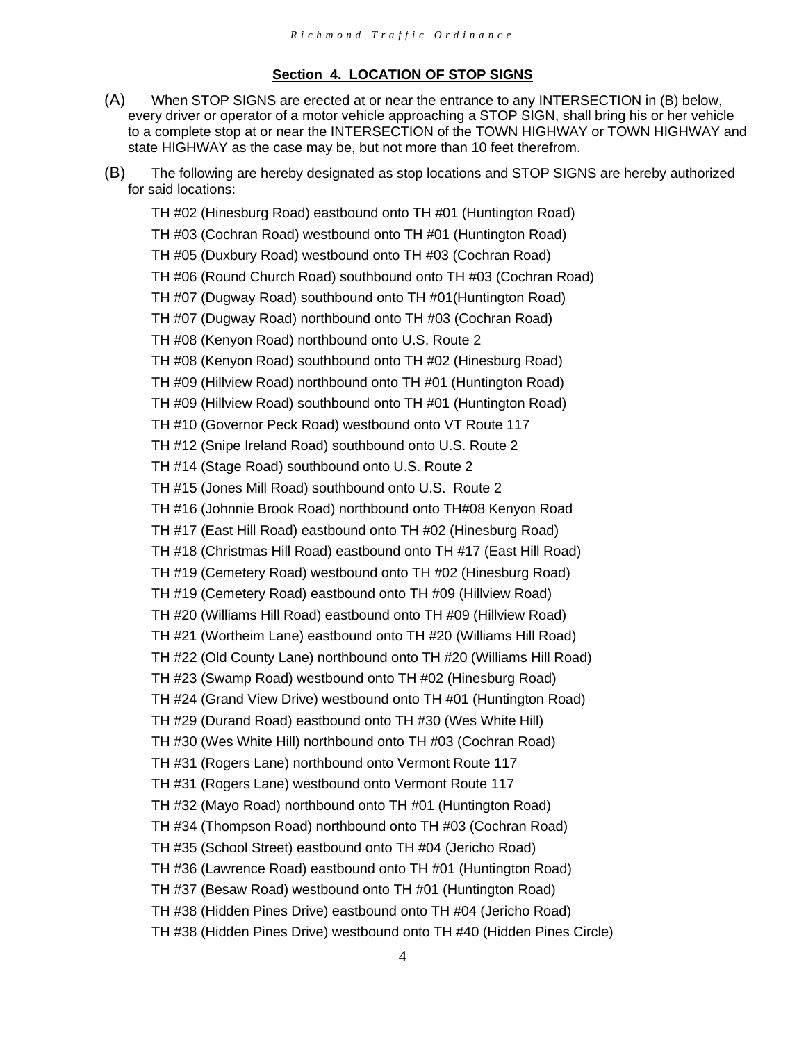### Section 4. LOCATION OF STOP SIGNS

(A) When STOP SIGNS are erected at or near the entrance to any INTERSECTION in (B) below, every driver or operator of a motor vehicle approaching a STOP SIGN, shall bring his or her vehicle to a complete stop at or near the INTERSECTION of the TOWN HIGHWAY or TOWN HIGHWAY and state HIGHWAY as the case may be, but not more than 10 feet therefrom.

(B) The following are hereby designated as stop locations and STOP SIGNS are hereby authorized for said locations:

TH #02 (Hinesburg Road) eastbound onto TH #01 (Huntington Road)

TH #03 (Cochran Road) westbound onto TH #01 (Huntington Road)

TH #05 (Duxbury Road) westbound onto TH #03 (Cochran Road)

TH #06 (Round Church Road) southbound onto TH #03 (Cochran Road)

TH #07 (Dugway Road) southbound onto TH #01(Huntington Road)

TH #07 (Dugway Road) northbound onto TH #03 (Cochran Road)

TH #08 (Kenyon Road) northbound onto U.S. Route 2

TH #08 (Kenyon Road) southbound onto TH #02 (Hinesburg Road)

TH #09 (Hillview Road) northbound onto TH #01 (Huntington Road)

TH #09 (Hillview Road) southbound onto TH #01 (Huntington Road)

TH #10 (Governor Peck Road) westbound onto VT Route 117

TH #12 (Snipe Ireland Road) southbound onto U.S. Route 2

TH #14 (Stage Road) southbound onto U.S. Route 2

TH #15 (Jones Mill Road) southbound onto U.S. Route 2

TH #16 (Johnnie Brook Road) northbound onto TH#08 Kenyon Road

TH #17 (East Hill Road) eastbound onto TH #02 (Hinesburg Road)

TH #18 (Christmas Hill Road) eastbound onto TH #17 (East Hill Road)

TH #19 (Cemetery Road) westbound onto TH #02 (Hinesburg Road)

TH #19 (Cemetery Road) eastbound onto TH #09 (Hillview Road)

TH #20 (Williams Hill Road) eastbound onto TH #09 (Hillview Road)

TH #21 (Wortheim Lane) eastbound onto TH #20 (Williams Hill Road)

TH #22 (Old County Lane) northbound onto TH #20 (Williams Hill Road)

TH #23 (Swamp Road) westbound onto TH #02 (Hinesburg Road)

TH #24 (Grand View Drive) westbound onto TH #01 (Huntington Road)

TH #29 (Durand Road) eastbound onto TH #30 (Wes White Hill)

TH #30 (Wes White Hill) northbound onto TH #03 (Cochran Road)

TH #31 (Rogers Lane) northbound onto Vermont Route 117

TH #31 (Rogers Lane) westbound onto Vermont Route 117

TH #32 (Mayo Road) northbound onto TH #01 (Huntington Road)

TH #34 (Thompson Road) northbound onto TH #03 (Cochran Road)

TH #35 (School Street) eastbound onto TH #04 (Jericho Road)

TH #36 (Lawrence Road) eastbound onto TH #01 (Huntington Road)

TH #37 (Besaw Road) westbound onto TH #01 (Huntington Road)

TH #38 (Hidden Pines Drive) eastbound onto TH #04 (Jericho Road)

TH #38 (Hidden Pines Drive) westbound onto TH #40 (Hidden Pines Circle)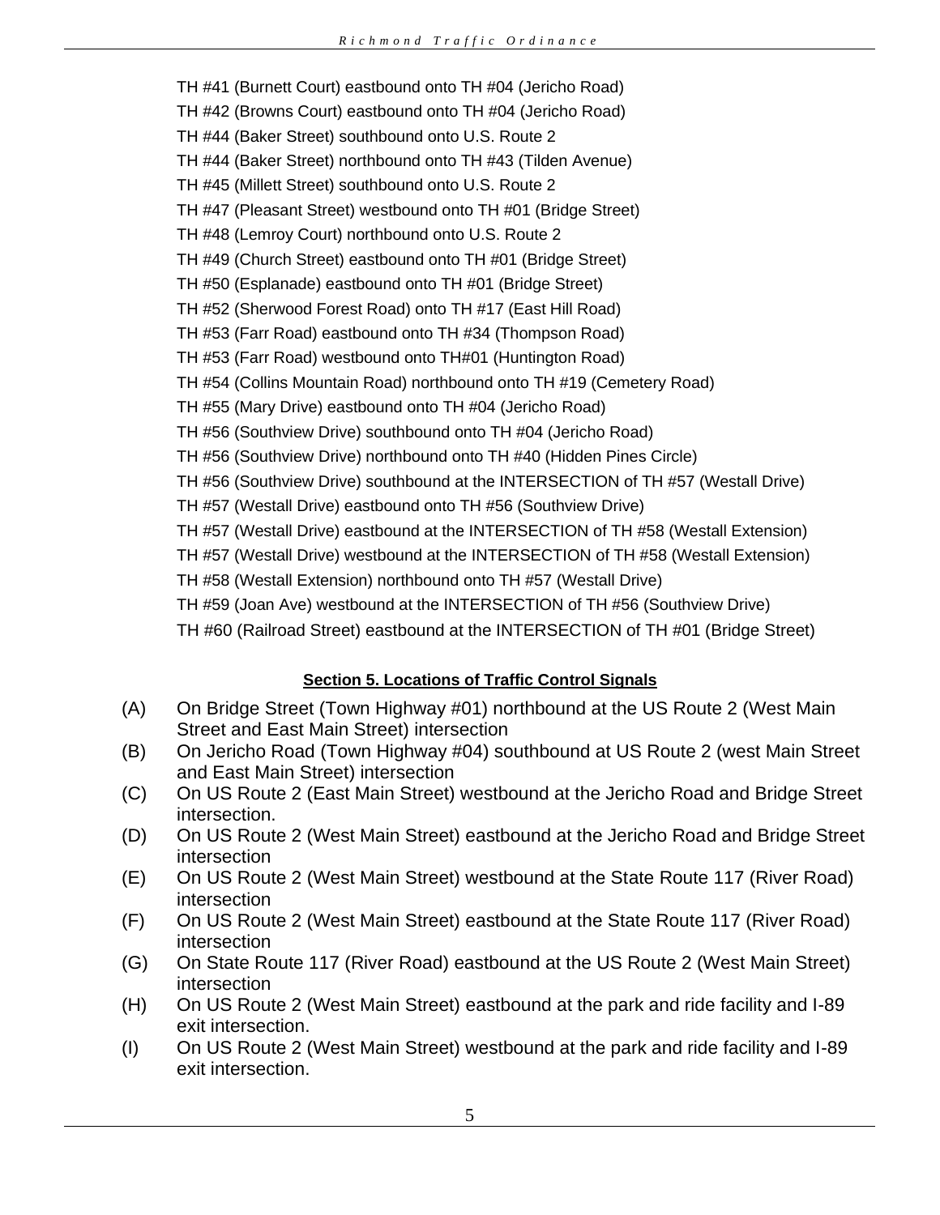TH #41 (Burnett Court) eastbound onto TH #04 (Jericho Road)
TH #42 (Browns Court) eastbound onto TH #04 (Jericho Road)
TH #44 (Baker Street) southbound onto U.S. Route 2
TH #44 (Baker Street) northbound onto TH #43 (Tilden Avenue)
TH #45 (Millett Street) southbound onto U.S. Route 2
TH #47 (Pleasant Street) westbound onto TH #01 (Bridge Street)
TH #48 (Lemroy Court) northbound onto U.S. Route 2
TH #49 (Church Street) eastbound onto TH #01 (Bridge Street)
TH #50 (Esplanade) eastbound onto TH #01 (Bridge Street)
TH #52 (Sherwood Forest Road) onto TH #17 (East Hill Road)
TH #53 (Farr Road) eastbound onto TH #34 (Thompson Road)
TH #53 (Farr Road) westbound onto TH#01 (Huntington Road)
TH #54 (Collins Mountain Road) northbound onto TH #19 (Cemetery Road)
TH #55 (Mary Drive) eastbound onto TH #04 (Jericho Road)
TH #56 (Southview Drive) southbound onto TH #04 (Jericho Road)
TH #56 (Southview Drive) northbound onto TH #40 (Hidden Pines Circle)
TH #56 (Southview Drive) southbound at the INTERSECTION of TH #57 (Westall Drive)
TH #57 (Westall Drive) eastbound onto TH #56 (Southview Drive)
TH #57 (Westall Drive) eastbound at the INTERSECTION of TH #58 (Westall Extension)
TH #57 (Westall Drive) westbound at the INTERSECTION of TH #58 (Westall Extension)
TH #58 (Westall Extension) northbound onto TH #57 (Westall Drive)
TH #59 (Joan Ave) westbound at the INTERSECTION of TH #56 (Southview Drive)
TH #60 (Railroad Street) eastbound at the INTERSECTION of TH #01 (Bridge Street)

**Section 5. Locations of Traffic Control Signals**

(A) On Bridge Street (Town Highway #01) northbound at the US Route 2 (West Main Street and East Main Street) intersection

(B) On Jericho Road (Town Highway #04) southbound at US Route 2 (west Main Street and East Main Street) intersection

(C) On US Route 2 (East Main Street) westbound at the Jericho Road and Bridge Street intersection.

(D) On US Route 2 (West Main Street) eastbound at the Jericho Road and Bridge Street intersection

(E) On US Route 2 (West Main Street) westbound at the State Route 117 (River Road) intersection

(F) On US Route 2 (West Main Street) eastbound at the State Route 117 (River Road) intersection

(G) On State Route 117 (River Road) eastbound at the US Route 2 (West Main Street) intersection

(H) On US Route 2 (West Main Street) eastbound at the park and ride facility and I-89 exit intersection.

(I) On US Route 2 (West Main Street) westbound at the park and ride facility and I-89 exit intersection.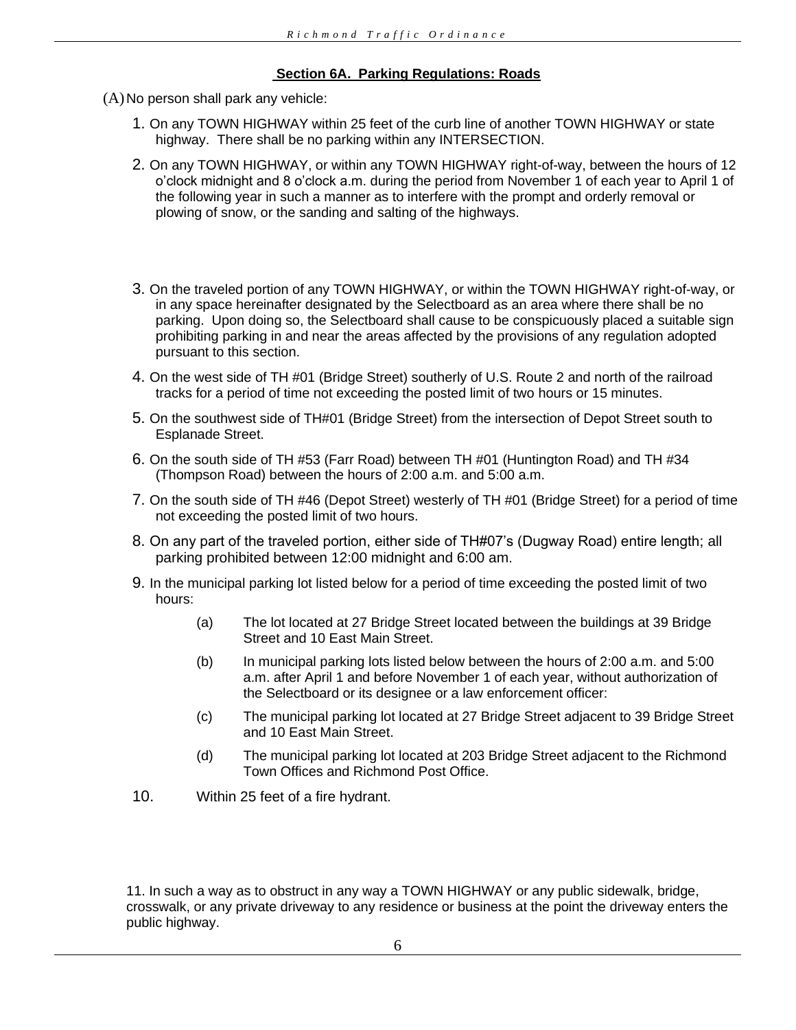## Section 6A. Parking Regulations: Roads

(A) No person shall park any vehicle:

1. On any TOWN HIGHWAY within 25 feet of the curb line of another TOWN HIGHWAY or state highway. There shall be no parking within any INTERSECTION.
2. On any TOWN HIGHWAY, or within any TOWN HIGHWAY right-of-way, between the hours of 12 o'clock midnight and 8 o'clock a.m. during the period from November 1 of each year to April 1 of the following year in such a manner as to interfere with the prompt and orderly removal or plowing of snow, or the sanding and salting of the highways.
3. On the traveled portion of any TOWN HIGHWAY, or within the TOWN HIGHWAY right-of-way, or in any space hereinafter designated by the Selectboard as an area where there shall be no parking. Upon doing so, the Selectboard shall cause to be conspicuously placed a suitable sign prohibiting parking in and near the areas affected by the provisions of any regulation adopted pursuant to this section.
4. On the west side of TH #01 (Bridge Street) southerly of U.S. Route 2 and north of the railroad tracks for a period of time not exceeding the posted limit of two hours or 15 minutes.
5. On the southwest side of TH#01 (Bridge Street) from the intersection of Depot Street south to Esplanade Street.
6. On the south side of TH #53 (Farr Road) between TH #01 (Huntington Road) and TH #34 (Thompson Road) between the hours of 2:00 a.m. and 5:00 a.m.
7. On the south side of TH #46 (Depot Street) westerly of TH #01 (Bridge Street) for a period of time not exceeding the posted limit of two hours.
8. On any part of the traveled portion, either side of TH#07's (Dugway Road) entire length; all parking prohibited between 12:00 midnight and 6:00 am.
9. In the municipal parking lot listed below for a period of time exceeding the posted limit of two hours:
   - (a) The lot located at 27 Bridge Street located between the buildings at 39 Bridge Street and 10 East Main Street.
   - (b) In municipal parking lots listed below between the hours of 2:00 a.m. and 5:00 a.m. after April 1 and before November 1 of each year, without authorization of the Selectboard or its designee or a law enforcement officer:
   - (c) The municipal parking lot located at 27 Bridge Street adjacent to 39 Bridge Street and 10 East Main Street.
   - (d) The municipal parking lot located at 203 Bridge Street adjacent to the Richmond Town Offices and Richmond Post Office.
10. Within 25 feet of a fire hydrant.
11. In such a way as to obstruct in any way a TOWN HIGHWAY or any public sidewalk, bridge, crosswalk, or any private driveway to any residence or business at the point the driveway enters the public highway.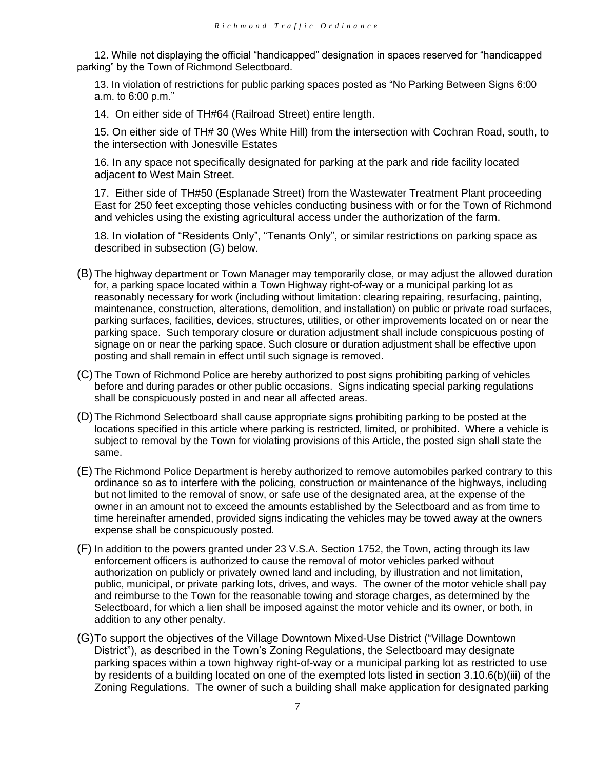12. While not displaying the official “handicapped” designation in spaces reserved for “handicapped parking” by the Town of Richmond Selectboard.

13. In violation of restrictions for public parking spaces posted as “No Parking Between Signs 6:00 a.m. to 6:00 p.m.”

14. On either side of TH#64 (Railroad Street) entire length.

15. On either side of TH# 30 (Wes White Hill) from the intersection with Cochran Road, south, to the intersection with Jonesville Estates

16. In any space not specifically designated for parking at the park and ride facility located adjacent to West Main Street.

17. Either side of TH#50 (Esplanade Street) from the Wastewater Treatment Plant proceeding East for 250 feet excepting those vehicles conducting business with or for the Town of Richmond and vehicles using the existing agricultural access under the authorization of the farm.

18. In violation of “Residents Only”, “Tenants Only”, or similar restrictions on parking space as described in subsection (G) below.

(B) The highway department or Town Manager may temporarily close, or may adjust the allowed duration for, a parking space located within a Town Highway right-of-way or a municipal parking lot as reasonably necessary for work (including without limitation: clearing repairing, resurfacing, painting, maintenance, construction, alterations, demolition, and installation) on public or private road surfaces, parking surfaces, facilities, devices, structures, utilities, or other improvements located on or near the parking space. Such temporary closure or duration adjustment shall include conspicuous posting of signage on or near the parking space. Such closure or duration adjustment shall be effective upon posting and shall remain in effect until such signage is removed.

(C) The Town of Richmond Police are hereby authorized to post signs prohibiting parking of vehicles before and during parades or other public occasions. Signs indicating special parking regulations shall be conspicuously posted in and near all affected areas.

(D) The Richmond Selectboard shall cause appropriate signs prohibiting parking to be posted at the locations specified in this article where parking is restricted, limited, or prohibited. Where a vehicle is subject to removal by the Town for violating provisions of this Article, the posted sign shall state the same.

(E) The Richmond Police Department is hereby authorized to remove automobiles parked contrary to this ordinance so as to interfere with the policing, construction or maintenance of the highways, including but not limited to the removal of snow, or safe use of the designated area, at the expense of the owner in an amount not to exceed the amounts established by the Selectboard and as from time to time hereinafter amended, provided signs indicating the vehicles may be towed away at the owners expense shall be conspicuously posted.

(F) In addition to the powers granted under 23 V.S.A. Section 1752, the Town, acting through its law enforcement officers is authorized to cause the removal of motor vehicles parked without authorization on publicly or privately owned land and including, by illustration and not limitation, public, municipal, or private parking lots, drives, and ways. The owner of the motor vehicle shall pay and reimburse to the Town for the reasonable towing and storage charges, as determined by the Selectboard, for which a lien shall be imposed against the motor vehicle and its owner, or both, in addition to any other penalty.

(G) To support the objectives of the Village Downtown Mixed-Use District (“Village Downtown District”), as described in the Town’s Zoning Regulations, the Selectboard may designate parking spaces within a town highway right-of-way or a municipal parking lot as restricted to use by residents of a building located on one of the exempted lots listed in section 3.10.6(b)(iii) of the Zoning Regulations. The owner of such a building shall make application for designated parking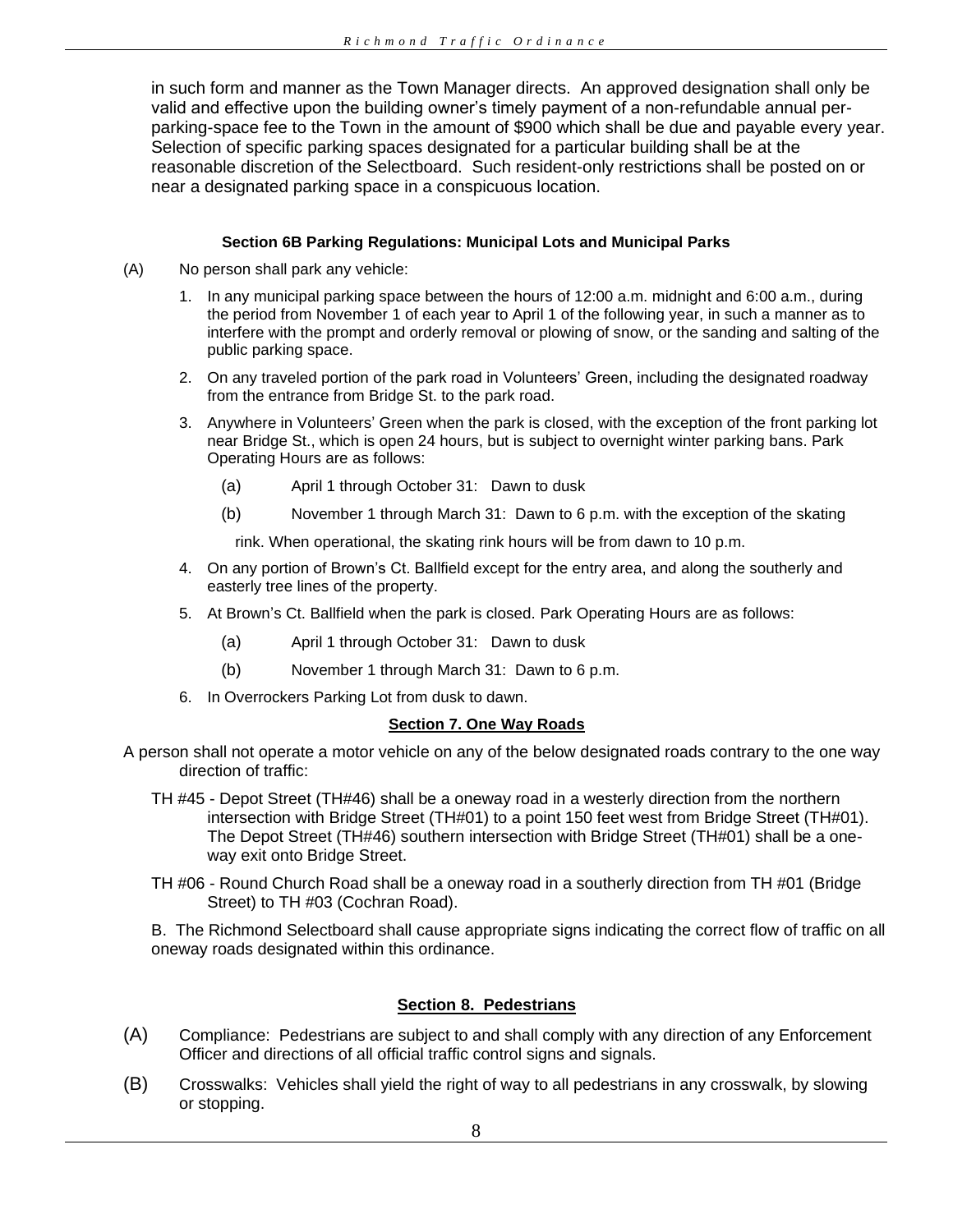in such form and manner as the Town Manager directs. An approved designation shall only be valid and effective upon the building owner's timely payment of a non-refundable annual per-parking-space fee to the Town in the amount of $900 which shall be due and payable every year. Selection of specific parking spaces designated for a particular building shall be at the reasonable discretion of the Selectboard. Such resident-only restrictions shall be posted on or near a designated parking space in a conspicuous location.

**Section 6B Parking Regulations: Municipal Lots and Municipal Parks**

(A) No person shall park any vehicle:

1. In any municipal parking space between the hours of 12:00 a.m. midnight and 6:00 a.m., during the period from November 1 of each year to April 1 of the following year, in such a manner as to interfere with the prompt and orderly removal or plowing of snow, or the sanding and salting of the public parking space.
2. On any traveled portion of the park road in Volunteers' Green, including the designated roadway from the entrance from Bridge St. to the park road.
3. Anywhere in Volunteers' Green when the park is closed, with the exception of the front parking lot near Bridge St., which is open 24 hours, but is subject to overnight winter parking bans. Park Operating Hours are as follows:
   - (a) April 1 through October 31: Dawn to dusk
   - (b) November 1 through March 31: Dawn to 6 p.m. with the exception of the skating rink. When operational, the skating rink hours will be from dawn to 10 p.m.
4. On any portion of Brown's Ct. Ballfield except for the entry area, and along the southerly and easterly tree lines of the property.
5. At Brown's Ct. Ballfield when the park is closed. Park Operating Hours are as follows:
   - (a) April 1 through October 31: Dawn to dusk
   - (b) November 1 through March 31: Dawn to 6 p.m.
6. In Overrockers Parking Lot from dusk to dawn.

**Section 7. One Way Roads**

A person shall not operate a motor vehicle on any of the below designated roads contrary to the one way direction of traffic:

TH #45 - Depot Street (TH#46) shall be a oneway road in a westerly direction from the northern intersection with Bridge Street (TH#01) to a point 150 feet west from Bridge Street (TH#01). The Depot Street (TH#46) southern intersection with Bridge Street (TH#01) shall be a one-way exit onto Bridge Street.

TH #06 - Round Church Road shall be a oneway road in a southerly direction from TH #01 (Bridge Street) to TH #03 (Cochran Road).

B. The Richmond Selectboard shall cause appropriate signs indicating the correct flow of traffic on all oneway roads designated within this ordinance.

**Section 8. Pedestrians**

(A) Compliance: Pedestrians are subject to and shall comply with any direction of any Enforcement Officer and directions of all official traffic control signs and signals.

(B) Crosswalks: Vehicles shall yield the right of way to all pedestrians in any crosswalk, by slowing or stopping.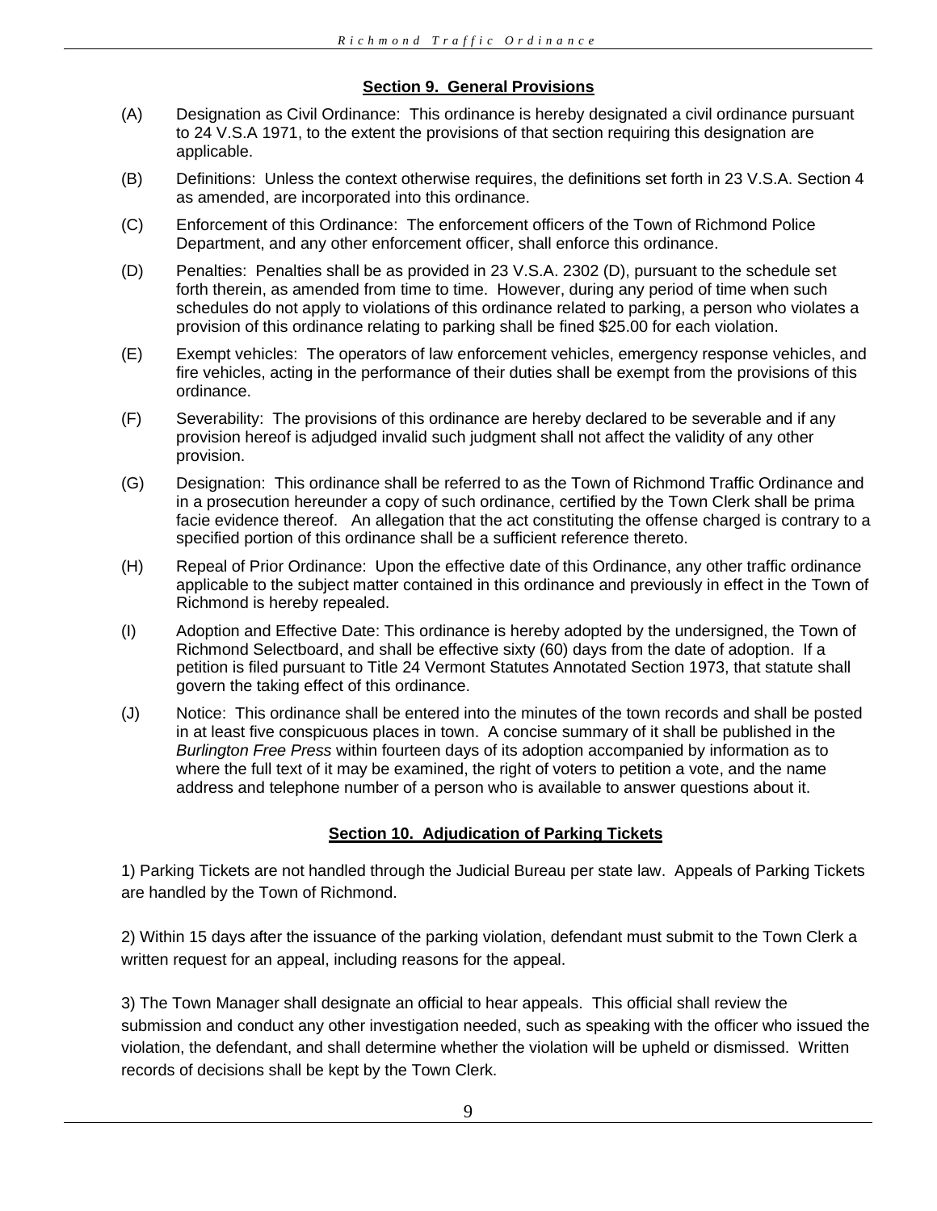### Section 9. General Provisions

(A) Designation as Civil Ordinance: This ordinance is hereby designated a civil ordinance pursuant to 24 V.S.A 1971, to the extent the provisions of that section requiring this designation are applicable.

(B) Definitions: Unless the context otherwise requires, the definitions set forth in 23 V.S.A. Section 4 as amended, are incorporated into this ordinance.

(C) Enforcement of this Ordinance: The enforcement officers of the Town of Richmond Police Department, and any other enforcement officer, shall enforce this ordinance.

(D) Penalties: Penalties shall be as provided in 23 V.S.A. 2302 (D), pursuant to the schedule set forth therein, as amended from time to time. However, during any period of time when such schedules do not apply to violations of this ordinance related to parking, a person who violates a provision of this ordinance relating to parking shall be fined $25.00 for each violation.

(E) Exempt vehicles: The operators of law enforcement vehicles, emergency response vehicles, and fire vehicles, acting in the performance of their duties shall be exempt from the provisions of this ordinance.

(F) Severability: The provisions of this ordinance are hereby declared to be severable and if any provision hereof is adjudged invalid such judgment shall not affect the validity of any other provision.

(G) Designation: This ordinance shall be referred to as the Town of Richmond Traffic Ordinance and in a prosecution hereunder a copy of such ordinance, certified by the Town Clerk shall be prima facie evidence thereof. An allegation that the act constituting the offense charged is contrary to a specified portion of this ordinance shall be a sufficient reference thereto.

(H) Repeal of Prior Ordinance: Upon the effective date of this Ordinance, any other traffic ordinance applicable to the subject matter contained in this ordinance and previously in effect in the Town of Richmond is hereby repealed.

(I) Adoption and Effective Date: This ordinance is hereby adopted by the undersigned, the Town of Richmond Selectboard, and shall be effective sixty (60) days from the date of adoption. If a petition is filed pursuant to Title 24 Vermont Statutes Annotated Section 1973, that statute shall govern the taking effect of this ordinance.

(J) Notice: This ordinance shall be entered into the minutes of the town records and shall be posted in at least five conspicuous places in town. A concise summary of it shall be published in the *Burlington Free Press* within fourteen days of its adoption accompanied by information as to where the full text of it may be examined, the right of voters to petition a vote, and the name address and telephone number of a person who is available to answer questions about it.

### Section 10. Adjudication of Parking Tickets

1) Parking Tickets are not handled through the Judicial Bureau per state law. Appeals of Parking Tickets are handled by the Town of Richmond.

2) Within 15 days after the issuance of the parking violation, defendant must submit to the Town Clerk a written request for an appeal, including reasons for the appeal.

3) The Town Manager shall designate an official to hear appeals. This official shall review the submission and conduct any other investigation needed, such as speaking with the officer who issued the violation, the defendant, and shall determine whether the violation will be upheld or dismissed. Written records of decisions shall be kept by the Town Clerk.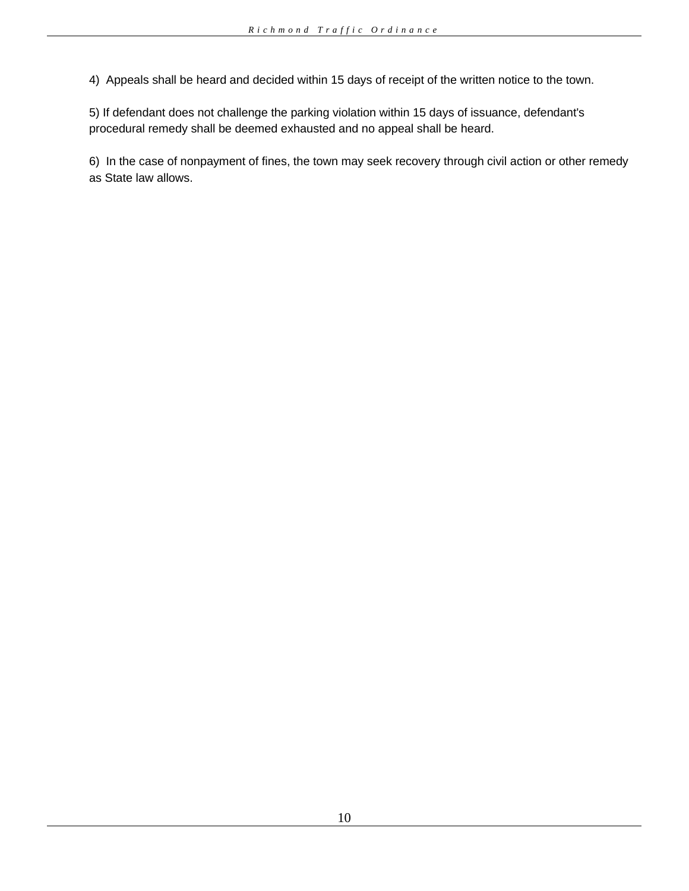4) Appeals shall be heard and decided within 15 days of receipt of the written notice to the town.

5) If defendant does not challenge the parking violation within 15 days of issuance, defendant's procedural remedy shall be deemed exhausted and no appeal shall be heard.

6) In the case of nonpayment of fines, the town may seek recovery through civil action or other remedy as State law allows.